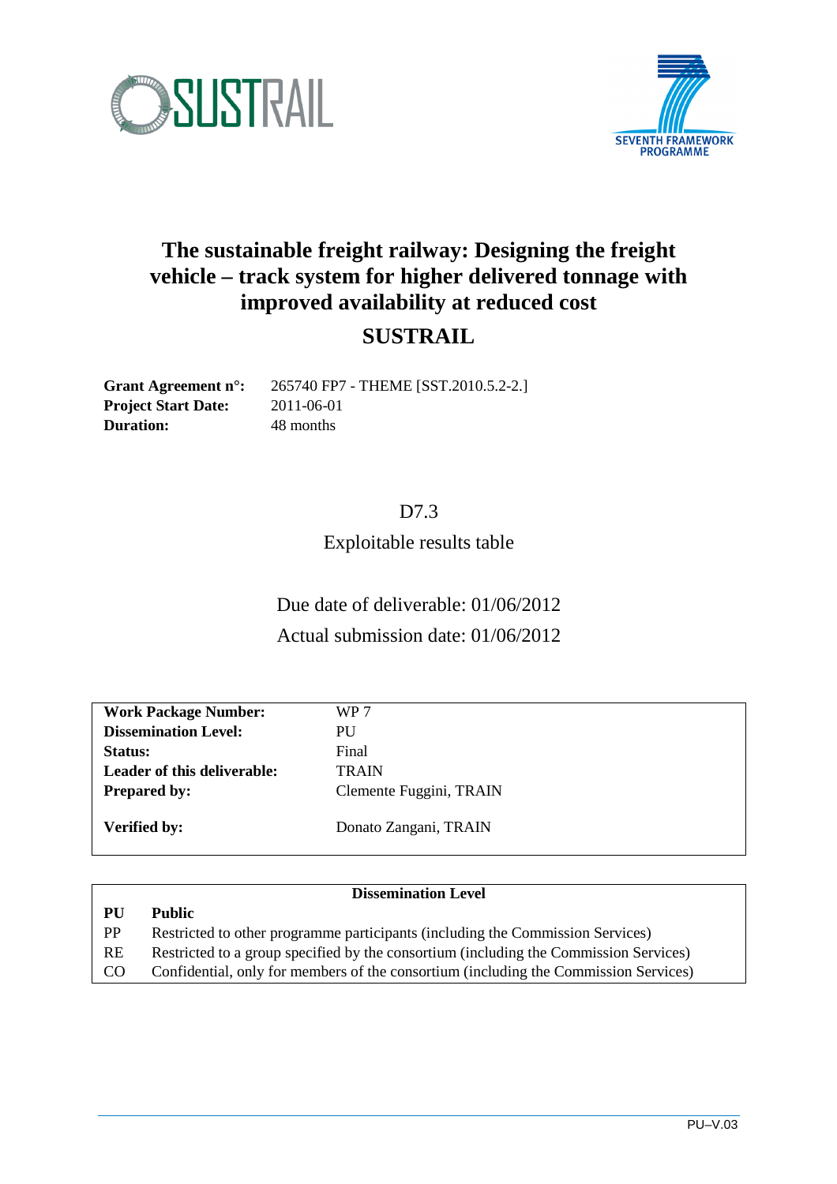# The sustainable freight railway: Designing the freight vehicle – track system for higher delivered tonnage with improved availability at reduced cost

## SUSTRAIL

**Grant Agreement n°:** 265740 FP7 - THEME [SST.2010.5.2-2.]
**Project Start Date:** 2011-06-01
**Duration:** 48 months

D7.3

Exploitable results table

Due date of deliverable: 01/06/2012

Actual submission date: 01/06/2012

| | |
|---|---|
| **Work Package Number:** | WP 7 |
| **Dissemination Level:** | PU |
| **Status:** | Final |
| **Leader of this deliverable:** | TRAIN |
| **Prepared by:** | Clemente Fuggini, TRAIN |
| **Verified by:** | Donato Zangani, TRAIN |

| Dissemination Level | |
|---|---|
| **PU** | **Public** |
| PP | Restricted to other programme participants (including the Commission Services) |
| RE | Restricted to a group specified by the consortium (including the Commission Services) |
| CO | Confidential, only for members of the consortium (including the Commission Services) |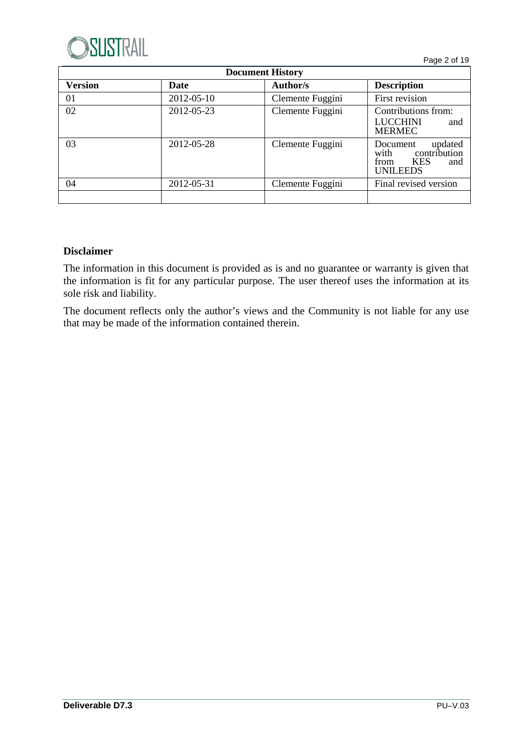| Document History | | | |
|---|---|---|---|
| **Version** | **Date** | **Author/s** | **Description** |
| 01 | 2012-05-10 | Clemente Fuggini | First revision |
| 02 | 2012-05-23 | Clemente Fuggini | Contributions from: LUCCHINI and MERMEC |
| 03 | 2012-05-28 | Clemente Fuggini | Document updated with contribution from KES and UNILEEDS |
| 04 | 2012-05-31 | Clemente Fuggini | Final revised version |
| | | | |

**Disclaimer**

The information in this document is provided as is and no guarantee or warranty is given that the information is fit for any particular purpose. The user thereof uses the information at its sole risk and liability.

The document reflects only the author's views and the Community is not liable for any use that may be made of the information contained therein.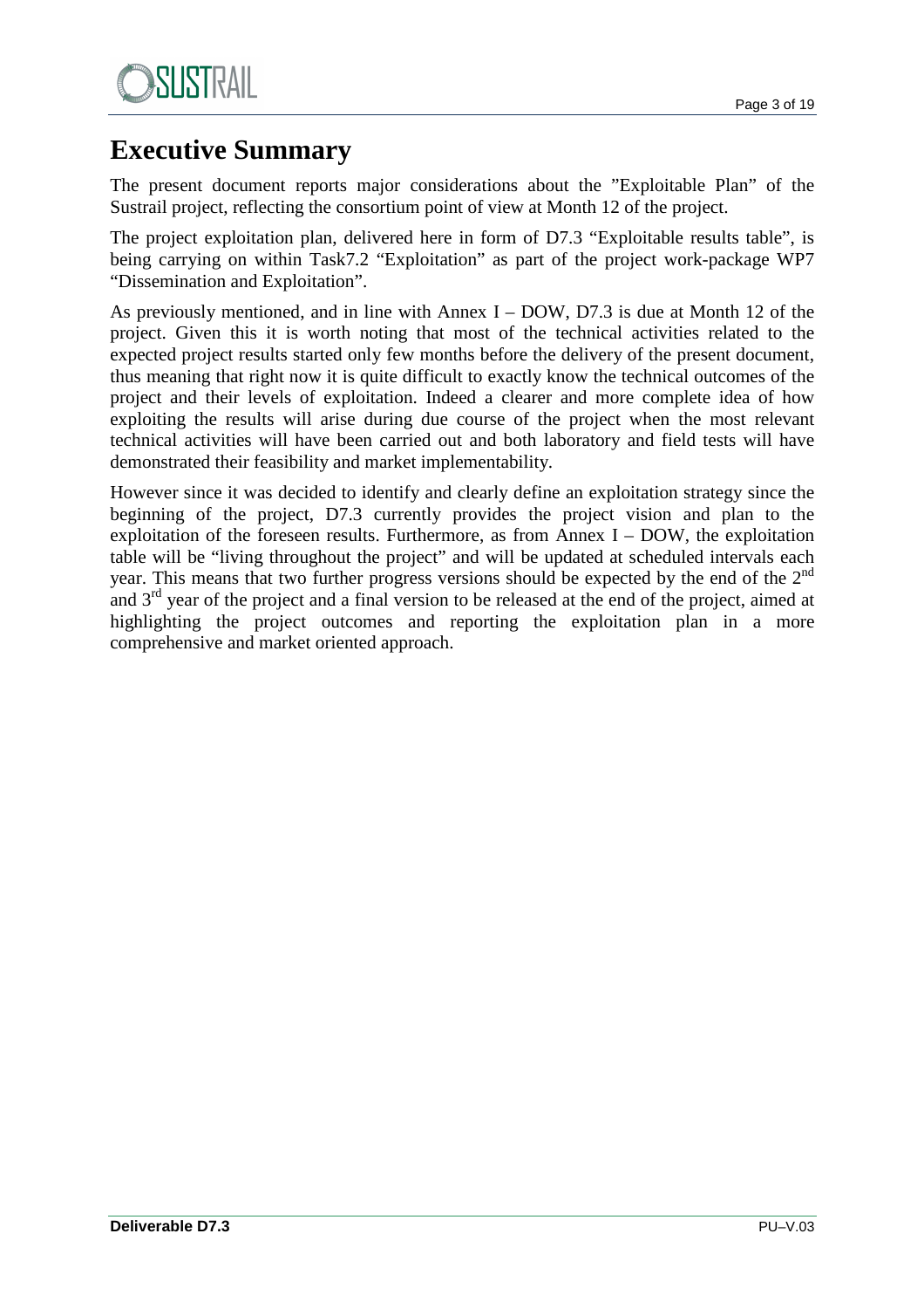# Executive Summary

The present document reports major considerations about the "Exploitable Plan" of the Sustrail project, reflecting the consortium point of view at Month 12 of the project.

The project exploitation plan, delivered here in form of D7.3 "Exploitable results table", is being carrying on within Task7.2 "Exploitation" as part of the project work-package WP7 "Dissemination and Exploitation".

As previously mentioned, and in line with Annex I – DOW, D7.3 is due at Month 12 of the project. Given this it is worth noting that most of the technical activities related to the expected project results started only few months before the delivery of the present document, thus meaning that right now it is quite difficult to exactly know the technical outcomes of the project and their levels of exploitation. Indeed a clearer and more complete idea of how exploiting the results will arise during due course of the project when the most relevant technical activities will have been carried out and both laboratory and field tests will have demonstrated their feasibility and market implementability.

However since it was decided to identify and clearly define an exploitation strategy since the beginning of the project, D7.3 currently provides the project vision and plan to the exploitation of the foreseen results. Furthermore, as from Annex I – DOW, the exploitation table will be "living throughout the project" and will be updated at scheduled intervals each year. This means that two further progress versions should be expected by the end of the 2nd and 3rd year of the project and a final version to be released at the end of the project, aimed at highlighting the project outcomes and reporting the exploitation plan in a more comprehensive and market oriented approach.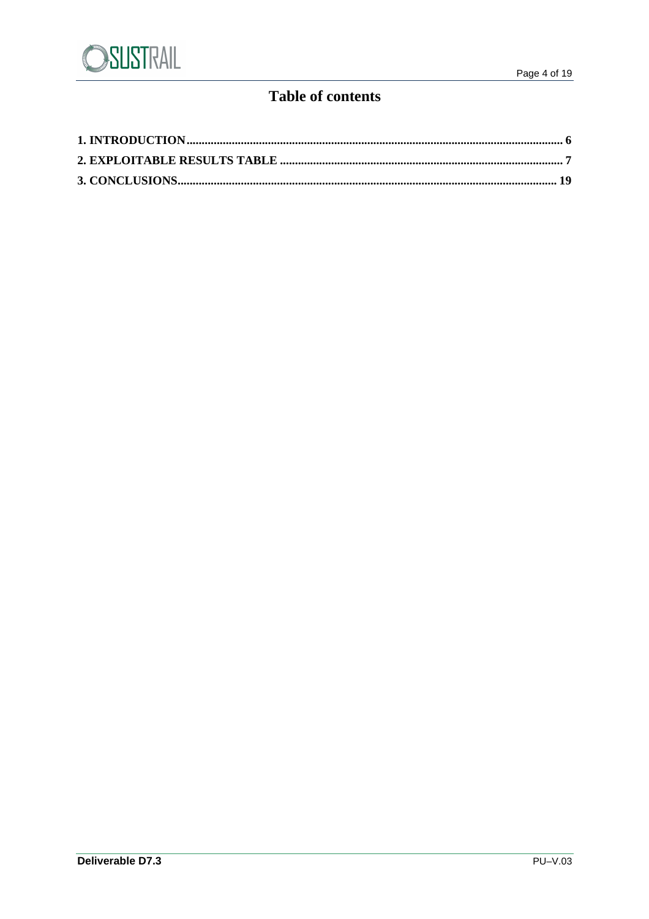# Table of contents

**1. INTRODUCTION** ........................................................................................................................ **6**

**2. EXPLOITABLE RESULTS TABLE** .......................................................................................... **7**

**3. CONCLUSIONS** ....................................................................................................................... **19**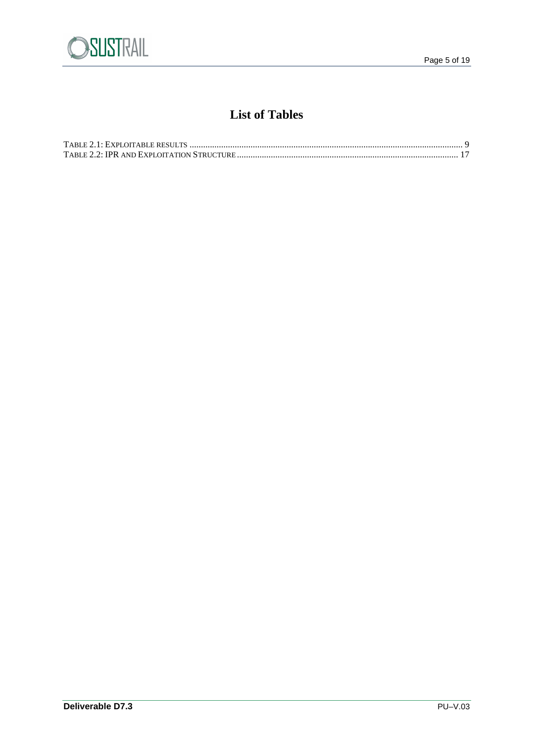# List of Tables

TABLE 2.1: EXPLOITABLE RESULTS ........................................................................................................................... 9
TABLE 2.2: IPR AND EXPLOITATION STRUCTURE ................................................................................................. 17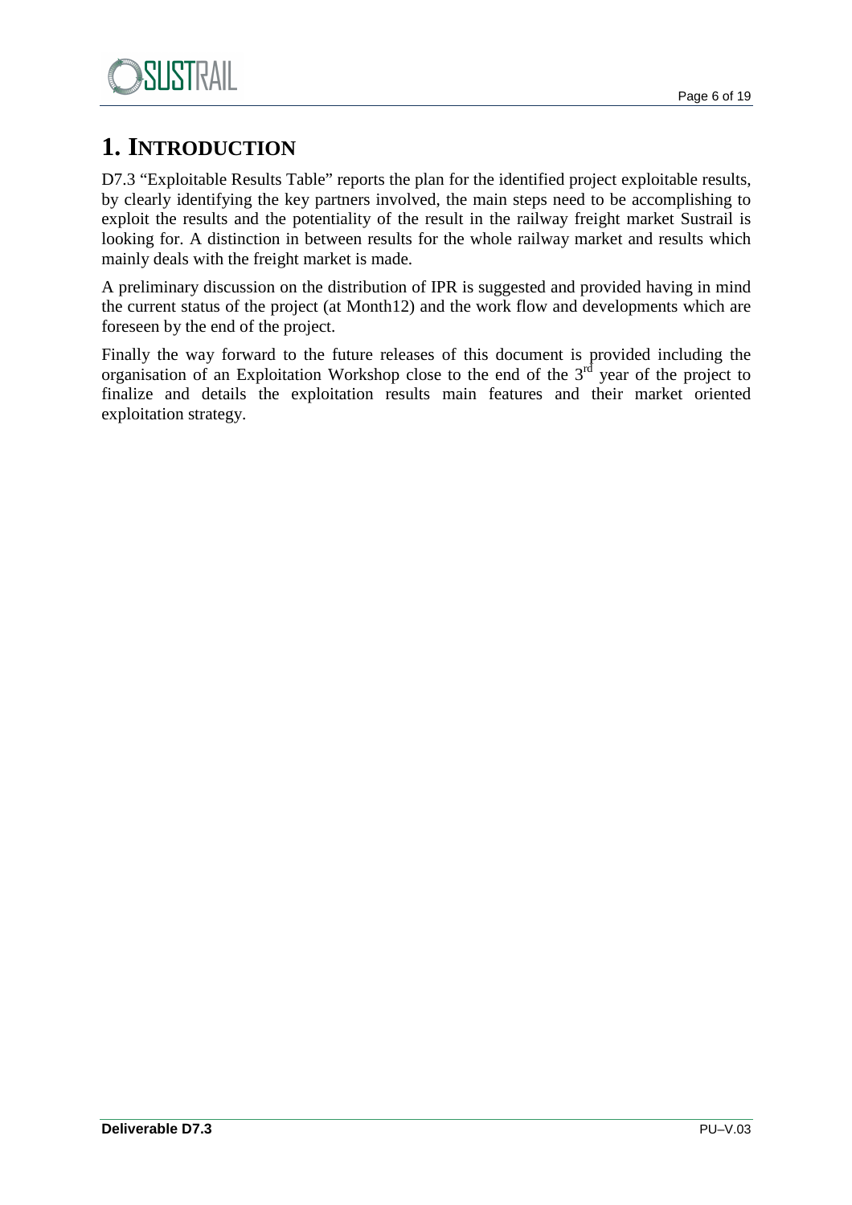# 1. INTRODUCTION

D7.3 "Exploitable Results Table" reports the plan for the identified project exploitable results, by clearly identifying the key partners involved, the main steps need to be accomplishing to exploit the results and the potentiality of the result in the railway freight market Sustrail is looking for. A distinction in between results for the whole railway market and results which mainly deals with the freight market is made.

A preliminary discussion on the distribution of IPR is suggested and provided having in mind the current status of the project (at Month12) and the work flow and developments which are foreseen by the end of the project.

Finally the way forward to the future releases of this document is provided including the organisation of an Exploitation Workshop close to the end of the 3rd year of the project to finalize and details the exploitation results main features and their market oriented exploitation strategy.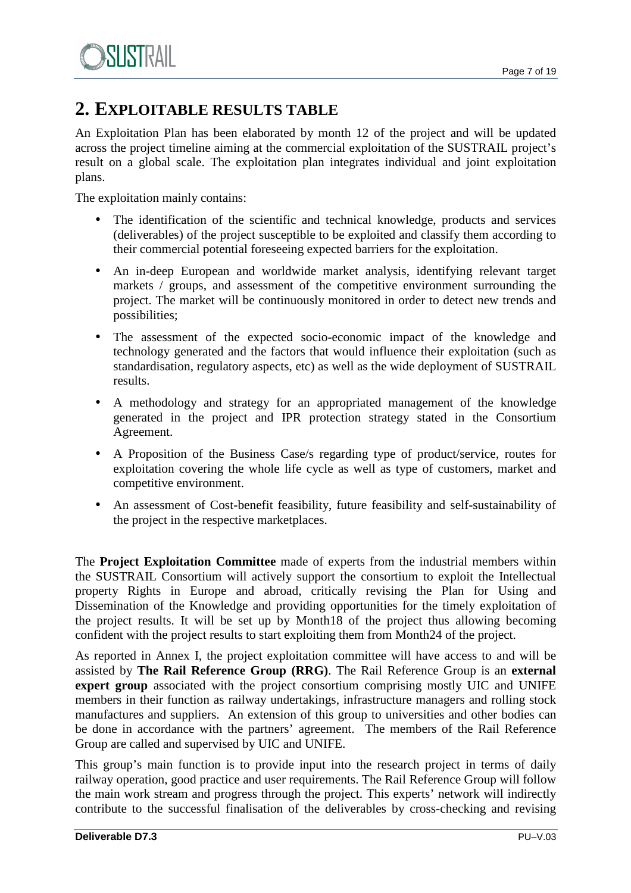# 2. EXPLOITABLE RESULTS TABLE

An Exploitation Plan has been elaborated by month 12 of the project and will be updated across the project timeline aiming at the commercial exploitation of the SUSTRAIL project's result on a global scale. The exploitation plan integrates individual and joint exploitation plans.

The exploitation mainly contains:

- The identification of the scientific and technical knowledge, products and services (deliverables) of the project susceptible to be exploited and classify them according to their commercial potential foreseeing expected barriers for the exploitation.
- An in-deep European and worldwide market analysis, identifying relevant target markets / groups, and assessment of the competitive environment surrounding the project. The market will be continuously monitored in order to detect new trends and possibilities;
- The assessment of the expected socio-economic impact of the knowledge and technology generated and the factors that would influence their exploitation (such as standardisation, regulatory aspects, etc) as well as the wide deployment of SUSTRAIL results.
- A methodology and strategy for an appropriated management of the knowledge generated in the project and IPR protection strategy stated in the Consortium Agreement.
- A Proposition of the Business Case/s regarding type of product/service, routes for exploitation covering the whole life cycle as well as type of customers, market and competitive environment.
- An assessment of Cost-benefit feasibility, future feasibility and self-sustainability of the project in the respective marketplaces.

The **Project Exploitation Committee** made of experts from the industrial members within the SUSTRAIL Consortium will actively support the consortium to exploit the Intellectual property Rights in Europe and abroad, critically revising the Plan for Using and Dissemination of the Knowledge and providing opportunities for the timely exploitation of the project results. It will be set up by Month18 of the project thus allowing becoming confident with the project results to start exploiting them from Month24 of the project.

As reported in Annex I, the project exploitation committee will have access to and will be assisted by **The Rail Reference Group (RRG)**. The Rail Reference Group is an **external expert group** associated with the project consortium comprising mostly UIC and UNIFE members in their function as railway undertakings, infrastructure managers and rolling stock manufactures and suppliers. An extension of this group to universities and other bodies can be done in accordance with the partners' agreement. The members of the Rail Reference Group are called and supervised by UIC and UNIFE.

This group's main function is to provide input into the research project in terms of daily railway operation, good practice and user requirements. The Rail Reference Group will follow the main work stream and progress through the project. This experts' network will indirectly contribute to the successful finalisation of the deliverables by cross-checking and revising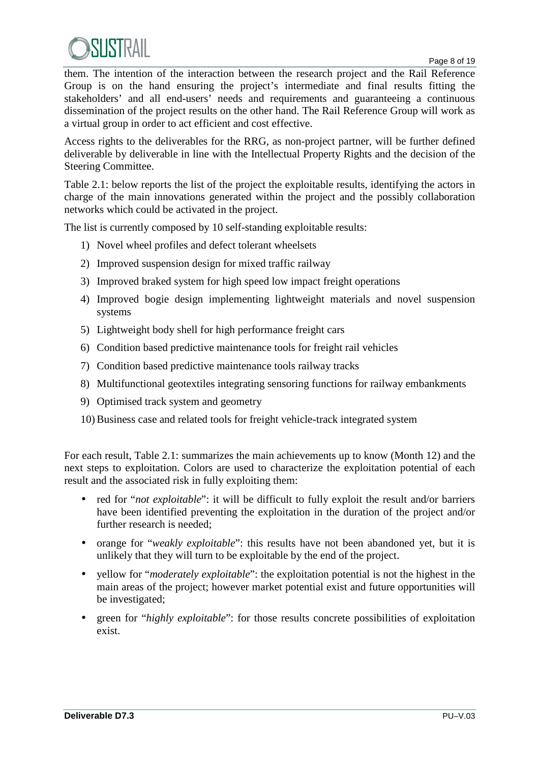them. The intention of the interaction between the research project and the Rail Reference Group is on the hand ensuring the project's intermediate and final results fitting the stakeholders' and all end-users' needs and requirements and guaranteeing a continuous dissemination of the project results on the other hand. The Rail Reference Group will work as a virtual group in order to act efficient and cost effective.

Access rights to the deliverables for the RRG, as non-project partner, will be further defined deliverable by deliverable in line with the Intellectual Property Rights and the decision of the Steering Committee.

Table 2.1: below reports the list of the project the exploitable results, identifying the actors in charge of the main innovations generated within the project and the possibly collaboration networks which could be activated in the project.

The list is currently composed by 10 self-standing exploitable results:

1) Novel wheel profiles and defect tolerant wheelsets
2) Improved suspension design for mixed traffic railway
3) Improved braked system for high speed low impact freight operations
4) Improved bogie design implementing lightweight materials and novel suspension systems
5) Lightweight body shell for high performance freight cars
6) Condition based predictive maintenance tools for freight rail vehicles
7) Condition based predictive maintenance tools railway tracks
8) Multifunctional geotextiles integrating sensoring functions for railway embankments
9) Optimised track system and geometry
10) Business case and related tools for freight vehicle-track integrated system

For each result, Table 2.1: summarizes the main achievements up to know (Month 12) and the next steps to exploitation. Colors are used to characterize the exploitation potential of each result and the associated risk in fully exploiting them:

- red for "*not exploitable*": it will be difficult to fully exploit the result and/or barriers have been identified preventing the exploitation in the duration of the project and/or further research is needed;
- orange for "*weakly exploitable*": this results have not been abandoned yet, but it is unlikely that they will turn to be exploitable by the end of the project.
- yellow for "*moderately exploitable*": the exploitation potential is not the highest in the main areas of the project; however market potential exist and future opportunities will be investigated;
- green for "*highly exploitable*": for those results concrete possibilities of exploitation exist.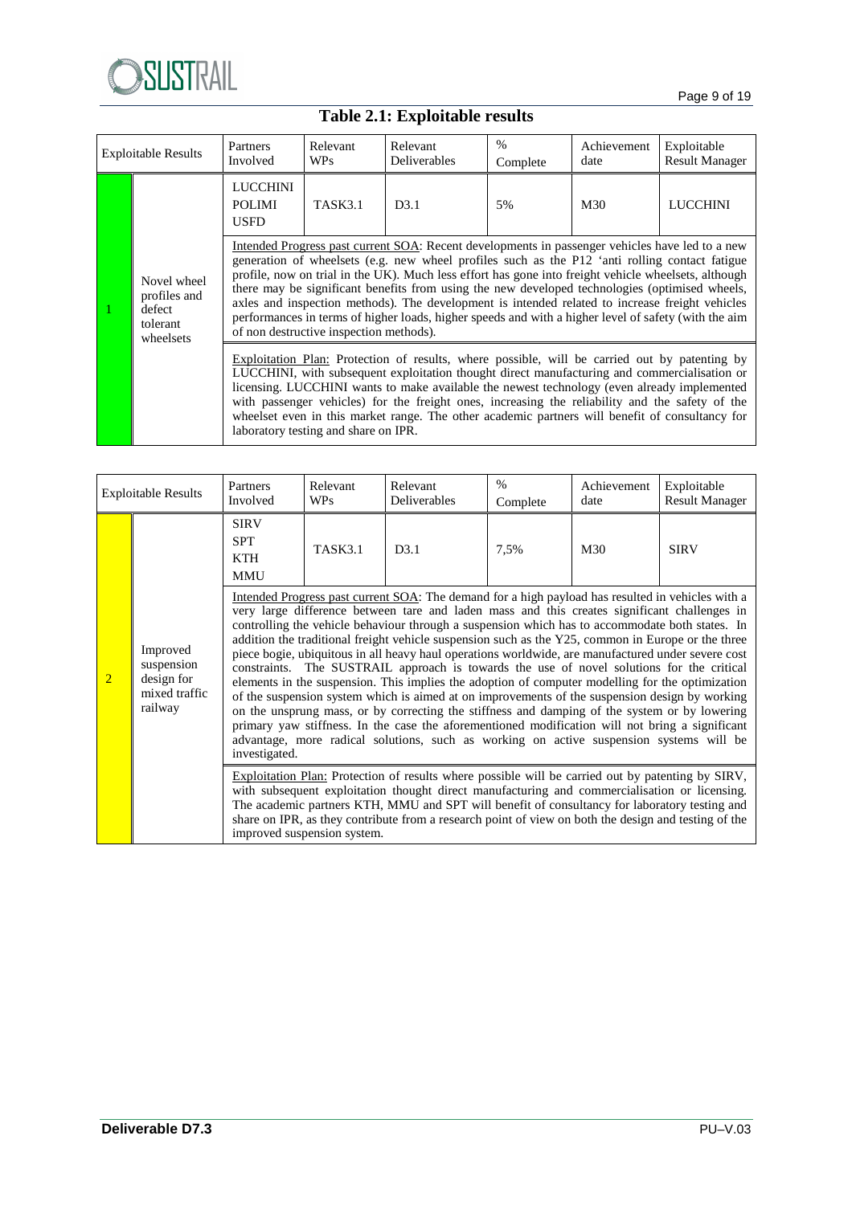## Table 2.1: Exploitable results

| Exploitable Results | | Partners Involved | Relevant WPs | Relevant Deliverables | % Complete | Achievement date | Exploitable Result Manager |
|---|---|---|---|---|---|---|---|
| 1 | Novel wheel profiles and defect tolerant wheelsets | LUCCHINI POLIMI USFD | TASK3.1 | D3.1 | 5% | M30 | LUCCHINI |
| | | Intended Progress past current SOA: Recent developments in passenger vehicles have led to a new generation of wheelsets (e.g. new wheel profiles such as the P12 'anti rolling contact fatigue profile, now on trial in the UK). Much less effort has gone into freight vehicle wheelsets, although there may be significant benefits from using the new developed technologies (optimised wheels, axles and inspection methods). The development is intended related to increase freight vehicles performances in terms of higher loads, higher speeds and with a higher level of safety (with the aim of non destructive inspection methods). | | | | | |
| | | Exploitation Plan: Protection of results, where possible, will be carried out by patenting by LUCCHINI, with subsequent exploitation thought direct manufacturing and commercialisation or licensing. LUCCHINI wants to make available the newest technology (even already implemented with passenger vehicles) for the freight ones, increasing the reliability and the safety of the wheelset even in this market range. The other academic partners will benefit of consultancy for laboratory testing and share on IPR. | | | | | |

| Exploitable Results | | Partners Involved | Relevant WPs | Relevant Deliverables | % Complete | Achievement date | Exploitable Result Manager |
|---|---|---|---|---|---|---|---|
| 2 | Improved suspension design for mixed traffic railway | SIRV SPT KTH MMU | TASK3.1 | D3.1 | 7,5% | M30 | SIRV |
| | | Intended Progress past current SOA: The demand for a high payload has resulted in vehicles with a very large difference between tare and laden mass and this creates significant challenges in controlling the vehicle behaviour through a suspension which has to accommodate both states. In addition the traditional freight vehicle suspension such as the Y25, common in Europe or the three piece bogie, ubiquitous in all heavy haul operations worldwide, are manufactured under severe cost constraints. The SUSTRAIL approach is towards the use of novel solutions for the critical elements in the suspension. This implies the adoption of computer modelling for the optimization of the suspension system which is aimed at on improvements of the suspension design by working on the unsprung mass, or by correcting the stiffness and damping of the system or by lowering primary yaw stiffness. In the case the aforementioned modification will not bring a significant advantage, more radical solutions, such as working on active suspension systems will be investigated. | | | | | |
| | | Exploitation Plan: Protection of results where possible will be carried out by patenting by SIRV, with subsequent exploitation thought direct manufacturing and commercialisation or licensing. The academic partners KTH, MMU and SPT will benefit of consultancy for laboratory testing and share on IPR, as they contribute from a research point of view on both the design and testing of the improved suspension system. | | | | | |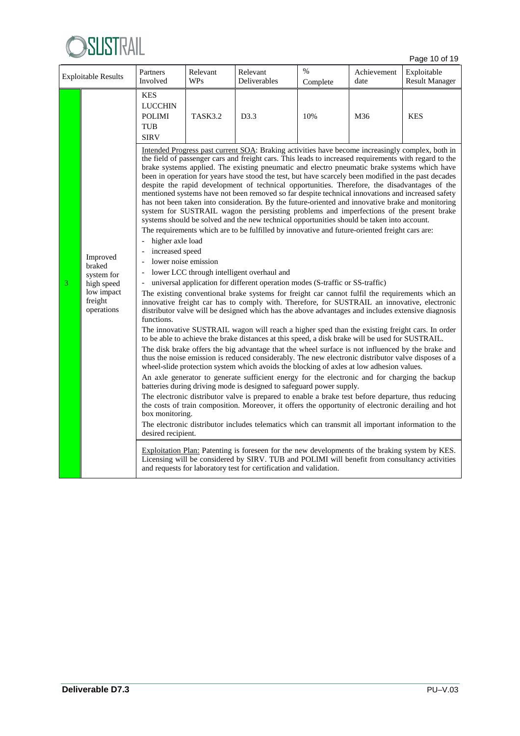| | Exploitable Results | Partners Involved | Relevant WPs | Relevant Deliverables | % Complete | Achievement date | Exploitable Result Manager |
|---|---|---|---|---|---|---|---|
| 3 | Improved braked system for high speed low impact freight operations | KES<br>LUCCHIN<br>POLIMI<br>TUB<br>SIRV | TASK3.2 | D3.3 | 10% | M36 | KES |

Intended Progress past current SOA: Braking activities have become increasingly complex, both in the field of passenger cars and freight cars. This leads to increased requirements with regard to the brake systems applied. The existing pneumatic and electro pneumatic brake systems which have been in operation for years have stood the test, but have scarcely been modified in the past decades despite the rapid development of technical opportunities. Therefore, the disadvantages of the mentioned systems have not been removed so far despite technical innovations and increased safety has not been taken into consideration. By the future-oriented and innovative brake and monitoring system for SUSTRAIL wagon the persisting problems and imperfections of the present brake systems should be solved and the new technical opportunities should be taken into account.

The requirements which are to be fulfilled by innovative and future-oriented freight cars are:

- higher axle load
- increased speed
- lower noise emission
- lower LCC through intelligent overhaul and
- universal application for different operation modes (S-traffic or SS-traffic)

The existing conventional brake systems for freight car cannot fulfil the requirements which an innovative freight car has to comply with. Therefore, for SUSTRAIL an innovative, electronic distributor valve will be designed which has the above advantages and includes extensive diagnosis functions.

The innovative SUSTRAIL wagon will reach a higher sped than the existing freight cars. In order to be able to achieve the brake distances at this speed, a disk brake will be used for SUSTRAIL.

The disk brake offers the big advantage that the wheel surface is not influenced by the brake and thus the noise emission is reduced considerably. The new electronic distributor valve disposes of a wheel-slide protection system which avoids the blocking of axles at low adhesion values.

An axle generator to generate sufficient energy for the electronic and for charging the backup batteries during driving mode is designed to safeguard power supply.

The electronic distributor valve is prepared to enable a brake test before departure, thus reducing the costs of train composition. Moreover, it offers the opportunity of electronic derailing and hot box monitoring.

The electronic distributor includes telematics which can transmit all important information to the desired recipient.

Exploitation Plan: Patenting is foreseen for the new developments of the braking system by KES. Licensing will be considered by SIRV. TUB and POLIMI will benefit from consultancy activities and requests for laboratory test for certification and validation.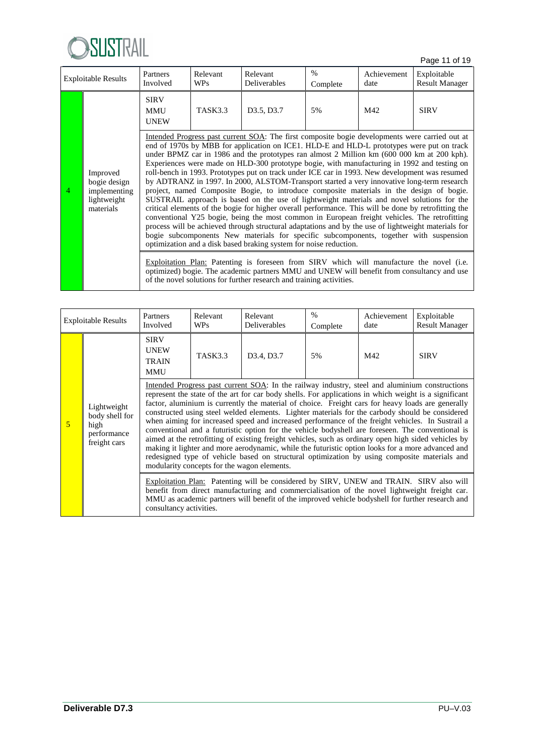| Exploitable Results | | Partners Involved | Relevant WPs | Relevant Deliverables | % Complete | Achievement date | Exploitable Result Manager |
|---|---|---|---|---|---|---|---|
| 4 | Improved bogie design implementing lightweight materials | SIRV MMU UNEW | TASK3.3 | D3.5, D3.7 | 5% | M42 | SIRV |
| | | Intended Progress past current SOA: The first composite bogie developments were carried out at end of 1970s by MBB for application on ICE1. HLD-E and HLD-L prototypes were put on track under BPMZ car in 1986 and the prototypes ran almost 2 Million km (600 000 km at 200 kph). Experiences were made on HLD-300 prototype bogie, with manufacturing in 1992 and testing on roll-bench in 1993. Prototypes put on track under ICE car in 1993. New development was resumed by ADTRANZ in 1997. In 2000, ALSTOM-Transport started a very innovative long-term research project, named Composite Bogie, to introduce composite materials in the design of bogie. SUSTRAIL approach is based on the use of lightweight materials and novel solutions for the critical elements of the bogie for higher overall performance. This will be done by retrofitting the conventional Y25 bogie, being the most common in European freight vehicles. The retrofitting process will be achieved through structural adaptations and by the use of lightweight materials for bogie subcomponents New materials for specific subcomponents, together with suspension optimization and a disk based braking system for noise reduction. | | | | | |
| | | Exploitation Plan: Patenting is foreseen from SIRV which will manufacture the novel (i.e. optimized) bogie. The academic partners MMU and UNEW will benefit from consultancy and use of the novel solutions for further research and training activities. | | | | | |

| Exploitable Results | | Partners Involved | Relevant WPs | Relevant Deliverables | % Complete | Achievement date | Exploitable Result Manager |
|---|---|---|---|---|---|---|---|
| 5 | Lightweight body shell for high performance freight cars | SIRV UNEW TRAIN MMU | TASK3.3 | D3.4, D3.7 | 5% | M42 | SIRV |
| | | Intended Progress past current SOA: In the railway industry, steel and aluminium constructions represent the state of the art for car body shells. For applications in which weight is a significant factor, aluminium is currently the material of choice. Freight cars for heavy loads are generally constructed using steel welded elements. Lighter materials for the carbody should be considered when aiming for increased speed and increased performance of the freight vehicles. In Sustrail a conventional and a futuristic option for the vehicle bodyshell are foreseen. The conventional is aimed at the retrofitting of existing freight vehicles, such as ordinary open high sided vehicles by making it lighter and more aerodynamic, while the futuristic option looks for a more advanced and redesigned type of vehicle based on structural optimization by using composite materials and modularity concepts for the wagon elements. | | | | | |
| | | Exploitation Plan: Patenting will be considered by SIRV, UNEW and TRAIN. SIRV also will benefit from direct manufacturing and commercialisation of the novel lightweight freight car. MMU as academic partners will benefit of the improved vehicle bodyshell for further research and consultancy activities. | | | | | |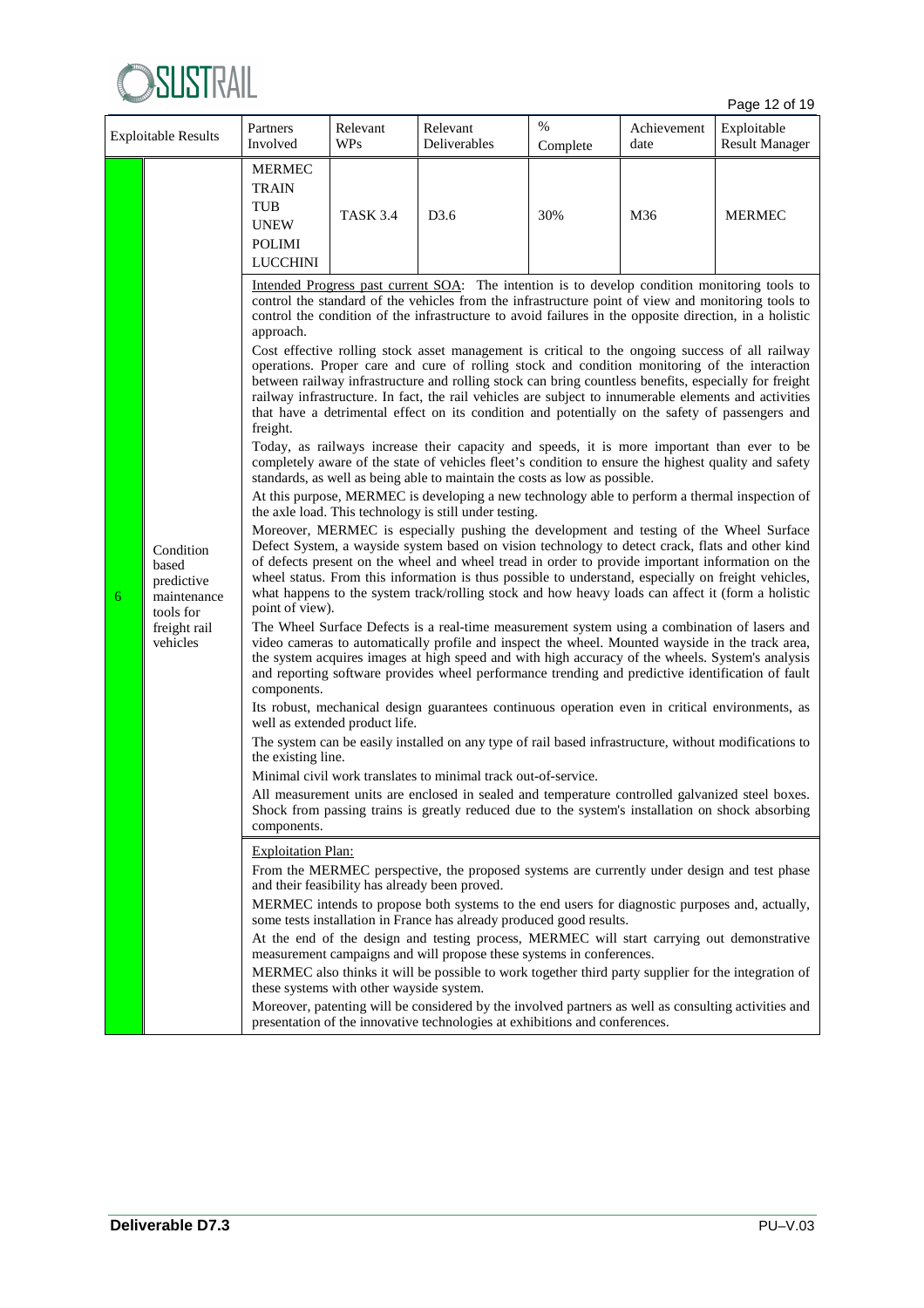| Exploitable Results | | Partners Involved | Relevant WPs | Relevant Deliverables | % Complete | Achievement date | Exploitable Result Manager |
|---|---|---|---|---|---|---|---|
| 6 | Condition based predictive maintenance tools for freight rail vehicles | MERMEC TRAIN TUB UNEW POLIMI LUCCHINI | TASK 3.4 | D3.6 | 30% | M36 | MERMEC |

Intended Progress past current SOA: The intention is to develop condition monitoring tools to control the standard of the vehicles from the infrastructure point of view and monitoring tools to control the condition of the infrastructure to avoid failures in the opposite direction, in a holistic approach.

Cost effective rolling stock asset management is critical to the ongoing success of all railway operations. Proper care and cure of rolling stock and condition monitoring of the interaction between railway infrastructure and rolling stock can bring countless benefits, especially for freight railway infrastructure. In fact, the rail vehicles are subject to innumerable elements and activities that have a detrimental effect on its condition and potentially on the safety of passengers and freight.

Today, as railways increase their capacity and speeds, it is more important than ever to be completely aware of the state of vehicles fleet's condition to ensure the highest quality and safety standards, as well as being able to maintain the costs as low as possible.

At this purpose, MERMEC is developing a new technology able to perform a thermal inspection of the axle load. This technology is still under testing.

Moreover, MERMEC is especially pushing the development and testing of the Wheel Surface Defect System, a wayside system based on vision technology to detect crack, flats and other kind of defects present on the wheel and wheel tread in order to provide important information on the wheel status. From this information is thus possible to understand, especially on freight vehicles, what happens to the system track/rolling stock and how heavy loads can affect it (form a holistic point of view).

The Wheel Surface Defects is a real-time measurement system using a combination of lasers and video cameras to automatically profile and inspect the wheel. Mounted wayside in the track area, the system acquires images at high speed and with high accuracy of the wheels. System's analysis and reporting software provides wheel performance trending and predictive identification of fault components.

Its robust, mechanical design guarantees continuous operation even in critical environments, as well as extended product life.

The system can be easily installed on any type of rail based infrastructure, without modifications to the existing line.

Minimal civil work translates to minimal track out-of-service.

All measurement units are enclosed in sealed and temperature controlled galvanized steel boxes. Shock from passing trains is greatly reduced due to the system's installation on shock absorbing components.

Exploitation Plan:

From the MERMEC perspective, the proposed systems are currently under design and test phase and their feasibility has already been proved.

MERMEC intends to propose both systems to the end users for diagnostic purposes and, actually, some tests installation in France has already produced good results.

At the end of the design and testing process, MERMEC will start carrying out demonstrative measurement campaigns and will propose these systems in conferences.

MERMEC also thinks it will be possible to work together third party supplier for the integration of these systems with other wayside system.

Moreover, patenting will be considered by the involved partners as well as consulting activities and presentation of the innovative technologies at exhibitions and conferences.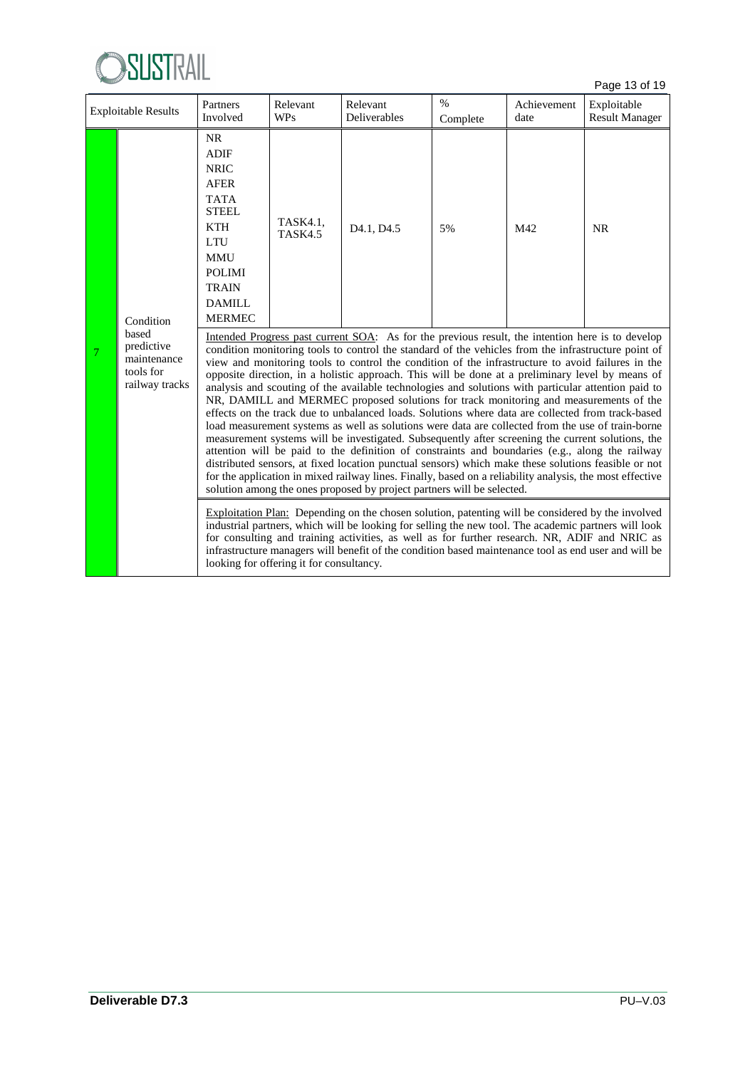| Exploitable Results | | Partners Involved | Relevant WPs | Relevant Deliverables | % Complete | Achievement date | Exploitable Result Manager |
|---|---|---|---|---|---|---|---|
| 7 | Condition based predictive maintenance tools for railway tracks | NR<br>ADIF<br>NRIC<br>AFER<br>TATA STEEL<br>KTH<br>LTU<br>MMU<br>POLIMI<br>TRAIN<br>DAMILL<br>MERMEC | TASK4.1, TASK4.5 | D4.1, D4.5 | 5% | M42 | NR |
| | | Intended Progress past current SOA: As for the previous result, the intention here is to develop condition monitoring tools to control the standard of the vehicles from the infrastructure point of view and monitoring tools to control the condition of the infrastructure to avoid failures in the opposite direction, in a holistic approach. This will be done at a preliminary level by means of analysis and scouting of the available technologies and solutions with particular attention paid to NR, DAMILL and MERMEC proposed solutions for track monitoring and measurements of the effects on the track due to unbalanced loads. Solutions where data are collected from track-based load measurement systems as well as solutions were data are collected from the use of train-borne measurement systems will be investigated. Subsequently after screening the current solutions, the attention will be paid to the definition of constraints and boundaries (e.g., along the railway distributed sensors, at fixed location punctual sensors) which make these solutions feasible or not for the application in mixed railway lines. Finally, based on a reliability analysis, the most effective solution among the ones proposed by project partners will be selected. | | | | | |
| | | Exploitation Plan: Depending on the chosen solution, patenting will be considered by the involved industrial partners, which will be looking for selling the new tool. The academic partners will look for consulting and training activities, as well as for further research. NR, ADIF and NRIC as infrastructure managers will benefit of the condition based maintenance tool as end user and will be looking for offering it for consultancy. | | | | | |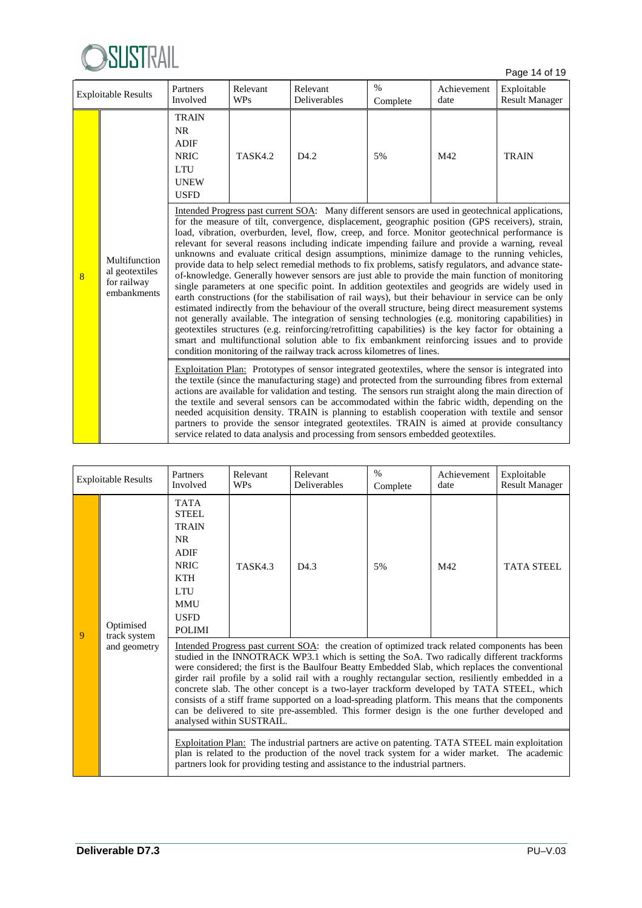| Exploitable Results | | Partners Involved | Relevant WPs | Relevant Deliverables | % Complete | Achievement date | Exploitable Result Manager |
|---|---|---|---|---|---|---|---|
| 8 | Multifunctional geotextiles for railway embankments | TRAIN<br>NR<br>ADIF<br>NRIC<br>LTU<br>UNEW<br>USFD | TASK4.2 | D4.2 | 5% | M42 | TRAIN |
| | | Intended Progress past current SOA: Many different sensors are used in geotechnical applications, for the measure of tilt, convergence, displacement, geographic position (GPS receivers), strain, load, vibration, overburden, level, flow, creep, and force. Monitor geotechnical performance is relevant for several reasons including indicate impending failure and provide a warning, reveal unknowns and evaluate critical design assumptions, minimize damage to the running vehicles, provide data to help select remedial methods to fix problems, satisfy regulators, and advance state-of-knowledge. Generally however sensors are just able to provide the main function of monitoring single parameters at one specific point. In addition geotextiles and geogrids are widely used in earth constructions (for the stabilisation of rail ways), but their behaviour in service can be only estimated indirectly from the behaviour of the overall structure, being direct measurement systems not generally available. The integration of sensing technologies (e.g. monitoring capabilities) in geotextiles structures (e.g. reinforcing/retrofitting capabilities) is the key factor for obtaining a smart and multifunctional solution able to fix embankment reinforcing issues and to provide condition monitoring of the railway track across kilometres of lines. | | | | | |
| | | Exploitation Plan: Prototypes of sensor integrated geotextiles, where the sensor is integrated into the textile (since the manufacturing stage) and protected from the surrounding fibres from external actions are available for validation and testing. The sensors run straight along the main direction of the textile and several sensors can be accommodated within the fabric width, depending on the needed acquisition density. TRAIN is planning to establish cooperation with textile and sensor partners to provide the sensor integrated geotextiles. TRAIN is aimed at provide consultancy service related to data analysis and processing from sensors embedded geotextiles. | | | | | |

| Exploitable Results | | Partners Involved | Relevant WPs | Relevant Deliverables | % Complete | Achievement date | Exploitable Result Manager |
|---|---|---|---|---|---|---|---|
| 9 | Optimised track system and geometry | TATA STEEL<br>TRAIN<br>NR<br>ADIF<br>NRIC<br>KTH<br>LTU<br>MMU<br>USFD<br>POLIMI | TASK4.3 | D4.3 | 5% | M42 | TATA STEEL |
| | | Intended Progress past current SOA: the creation of optimized track related components has been studied in the INNOTRACK WP3.1 which is setting the SoA. Two radically different trackforms were considered; the first is the Baulfour Beatty Embedded Slab, which replaces the conventional girder rail profile by a solid rail with a roughly rectangular section, resiliently embedded in a concrete slab. The other concept is a two-layer trackform developed by TATA STEEL, which consists of a stiff frame supported on a load-spreading platform. This means that the components can be delivered to site pre-assembled. This former design is the one further developed and analysed within SUSTRAIL. | | | | | |
| | | Exploitation Plan: The industrial partners are active on patenting. TATA STEEL main exploitation plan is related to the production of the novel track system for a wider market. The academic partners look for providing testing and assistance to the industrial partners. | | | | | |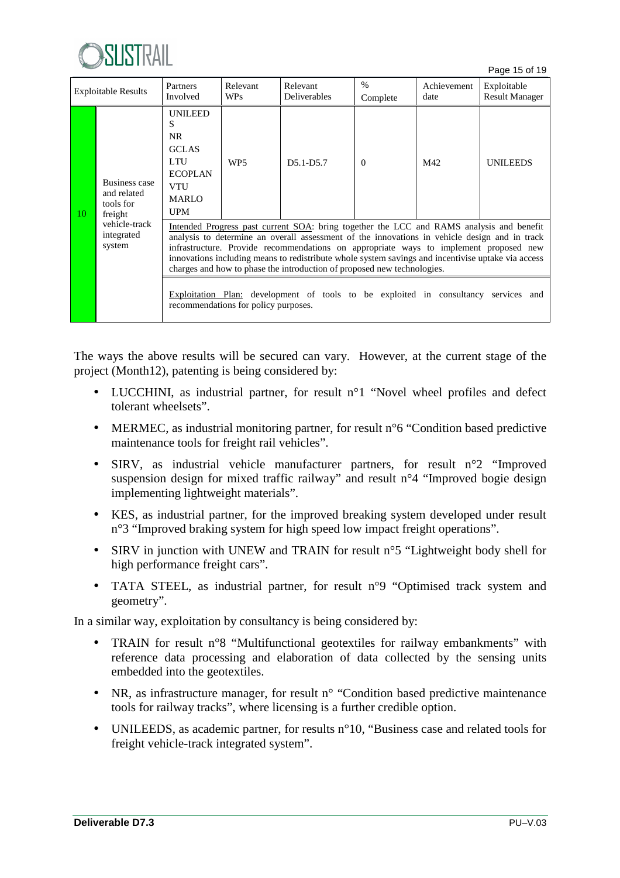| Exploitable Results | | Partners Involved | Relevant WPs | Relevant Deliverables | % Complete | Achievement date | Exploitable Result Manager |
|---|---|---|---|---|---|---|---|
| 10 | Business case and related tools for freight vehicle-track integrated system | UNILEEDS NR GCLAS LTU ECOPLAN VTU MARLO UPM | WP5 | D5.1-D5.7 | 0 | M42 | UNILEEDS |
| | | Intended Progress past current SOA: bring together the LCC and RAMS analysis and benefit analysis to determine an overall assessment of the innovations in vehicle design and in track infrastructure. Provide recommendations on appropriate ways to implement proposed new innovations including means to redistribute whole system savings and incentivise uptake via access charges and how to phase the introduction of proposed new technologies. | | | | | |
| | | Exploitation Plan: development of tools to be exploited in consultancy services and recommendations for policy purposes. | | | | | |

The ways the above results will be secured can vary. However, at the current stage of the project (Month12), patenting is being considered by:

- LUCCHINI, as industrial partner, for result n°1 "Novel wheel profiles and defect tolerant wheelsets".
- MERMEC, as industrial monitoring partner, for result n°6 "Condition based predictive maintenance tools for freight rail vehicles".
- SIRV, as industrial vehicle manufacturer partners, for result n°2 "Improved suspension design for mixed traffic railway" and result n°4 "Improved bogie design implementing lightweight materials".
- KES, as industrial partner, for the improved breaking system developed under result n°3 "Improved braking system for high speed low impact freight operations".
- SIRV in junction with UNEW and TRAIN for result n°5 "Lightweight body shell for high performance freight cars".
- TATA STEEL, as industrial partner, for result n°9 "Optimised track system and geometry".

In a similar way, exploitation by consultancy is being considered by:

- TRAIN for result n°8 "Multifunctional geotextiles for railway embankments" with reference data processing and elaboration of data collected by the sensing units embedded into the geotextiles.
- NR, as infrastructure manager, for result n° "Condition based predictive maintenance tools for railway tracks", where licensing is a further credible option.
- UNILEEDS, as academic partner, for results n°10, "Business case and related tools for freight vehicle-track integrated system".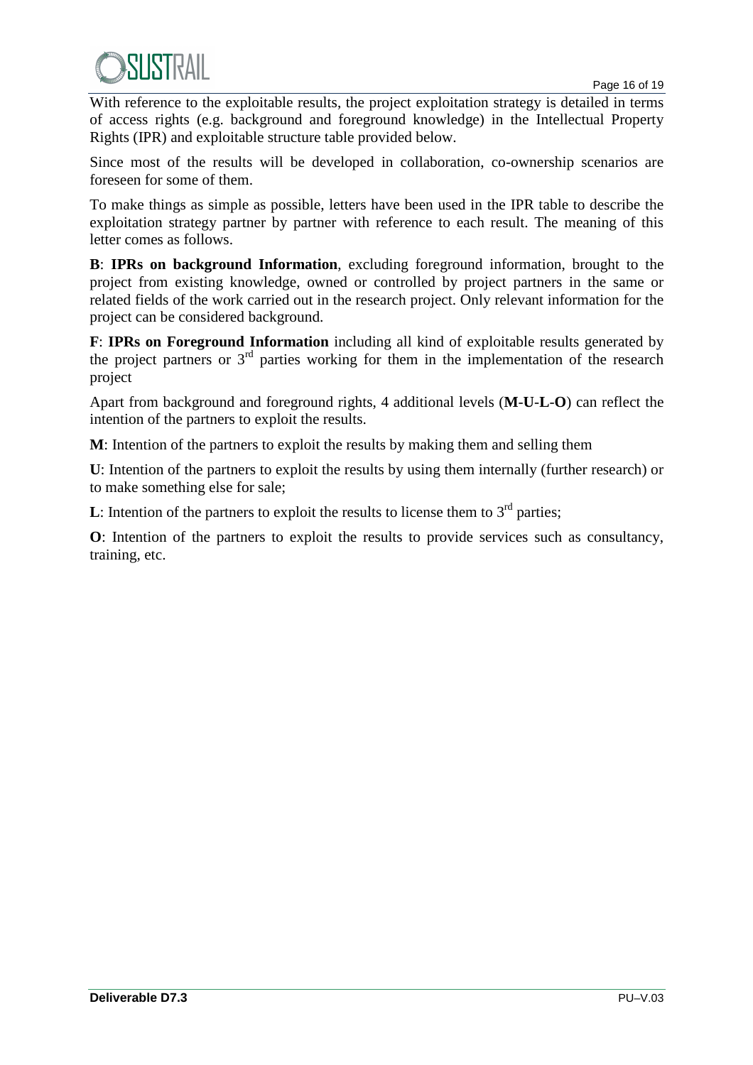With reference to the exploitable results, the project exploitation strategy is detailed in terms of access rights (e.g. background and foreground knowledge) in the Intellectual Property Rights (IPR) and exploitable structure table provided below.

Since most of the results will be developed in collaboration, co-ownership scenarios are foreseen for some of them.

To make things as simple as possible, letters have been used in the IPR table to describe the exploitation strategy partner by partner with reference to each result. The meaning of this letter comes as follows.

**B**: **IPRs on background Information**, excluding foreground information, brought to the project from existing knowledge, owned or controlled by project partners in the same or related fields of the work carried out in the research project. Only relevant information for the project can be considered background.

**F**: **IPRs on Foreground Information** including all kind of exploitable results generated by the project partners or 3rd parties working for them in the implementation of the research project

Apart from background and foreground rights, 4 additional levels (**M**-**U**-**L**-**O**) can reflect the intention of the partners to exploit the results.

**M**: Intention of the partners to exploit the results by making them and selling them

**U**: Intention of the partners to exploit the results by using them internally (further research) or to make something else for sale;

**L**: Intention of the partners to exploit the results to license them to 3rd parties;

**O**: Intention of the partners to exploit the results to provide services such as consultancy, training, etc.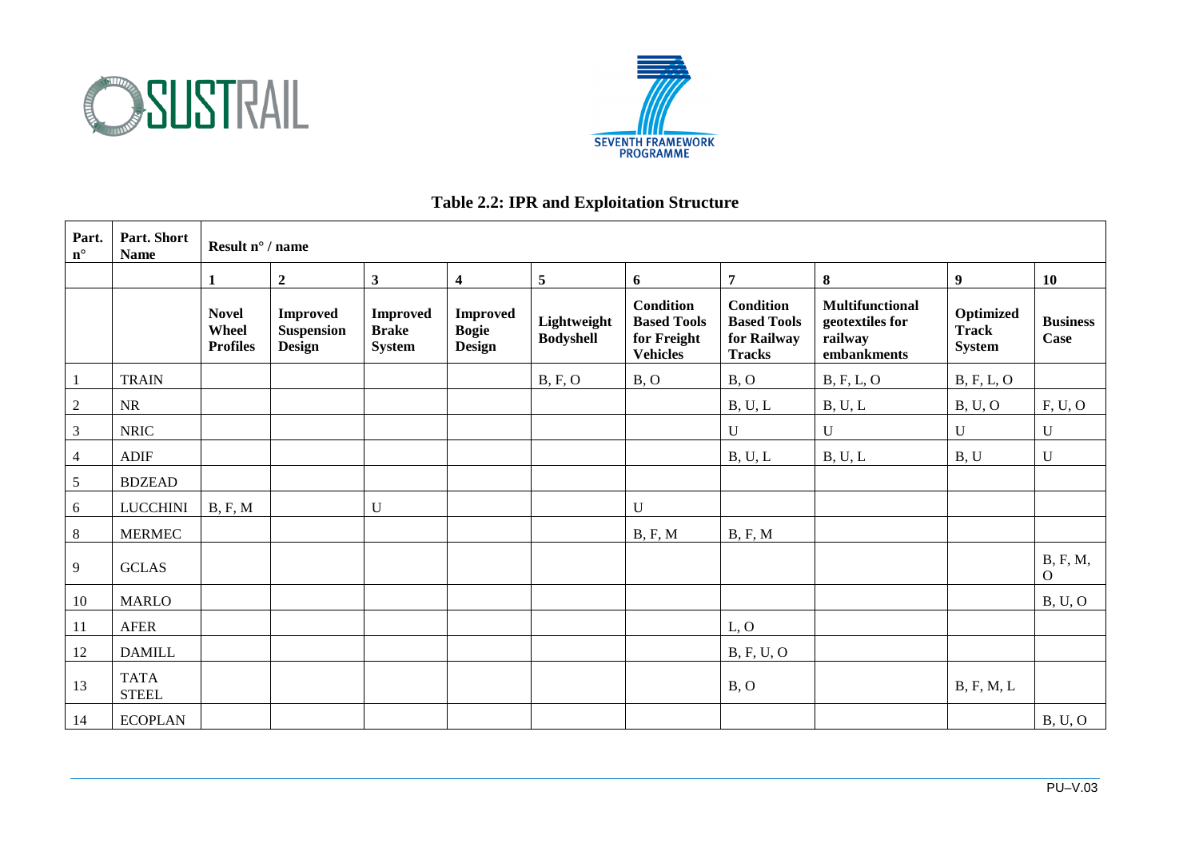**Table 2.2: IPR and Exploitation Structure**

| Part. n° | Part. Short Name | Result n° / name | | | | | | | | | |
|---|---|---|---|---|---|---|---|---|---|---|---|
| | | **1** | **2** | **3** | **4** | **5** | **6** | **7** | **8** | **9** | **10** |
| | | **Novel Wheel Profiles** | **Improved Suspension Design** | **Improved Brake System** | **Improved Bogie Design** | **Lightweight Bodyshell** | **Condition Based Tools for Freight Vehicles** | **Condition Based Tools for Railway Tracks** | **Multifunctional geotextiles for railway embankments** | **Optimized Track System** | **Business Case** |
| 1 | TRAIN | | | | | B, F, O | B, O | B, O | B, F, L, O | B, F, L, O | |
| 2 | NR | | | | | | | B, U, L | B, U, L | B, U, O | F, U, O |
| 3 | NRIC | | | | | | | U | U | U | U |
| 4 | ADIF | | | | | | | B, U, L | B, U, L | B, U | U |
| 5 | BDZEAD | | | | | | | | | | |
| 6 | LUCCHINI | B, F, M | | U | | | U | | | | |
| 8 | MERMEC | | | | | | B, F, M | B, F, M | | | |
| 9 | GCLAS | | | | | | | | | | B, F, M, O |
| 10 | MARLO | | | | | | | | | | B, U, O |
| 11 | AFER | | | | | | | L, O | | | |
| 12 | DAMILL | | | | | | | B, F, U, O | | | |
| 13 | TATA STEEL | | | | | | | B, O | | B, F, M, L | |
| 14 | ECOPLAN | | | | | | | | | | B, U, O |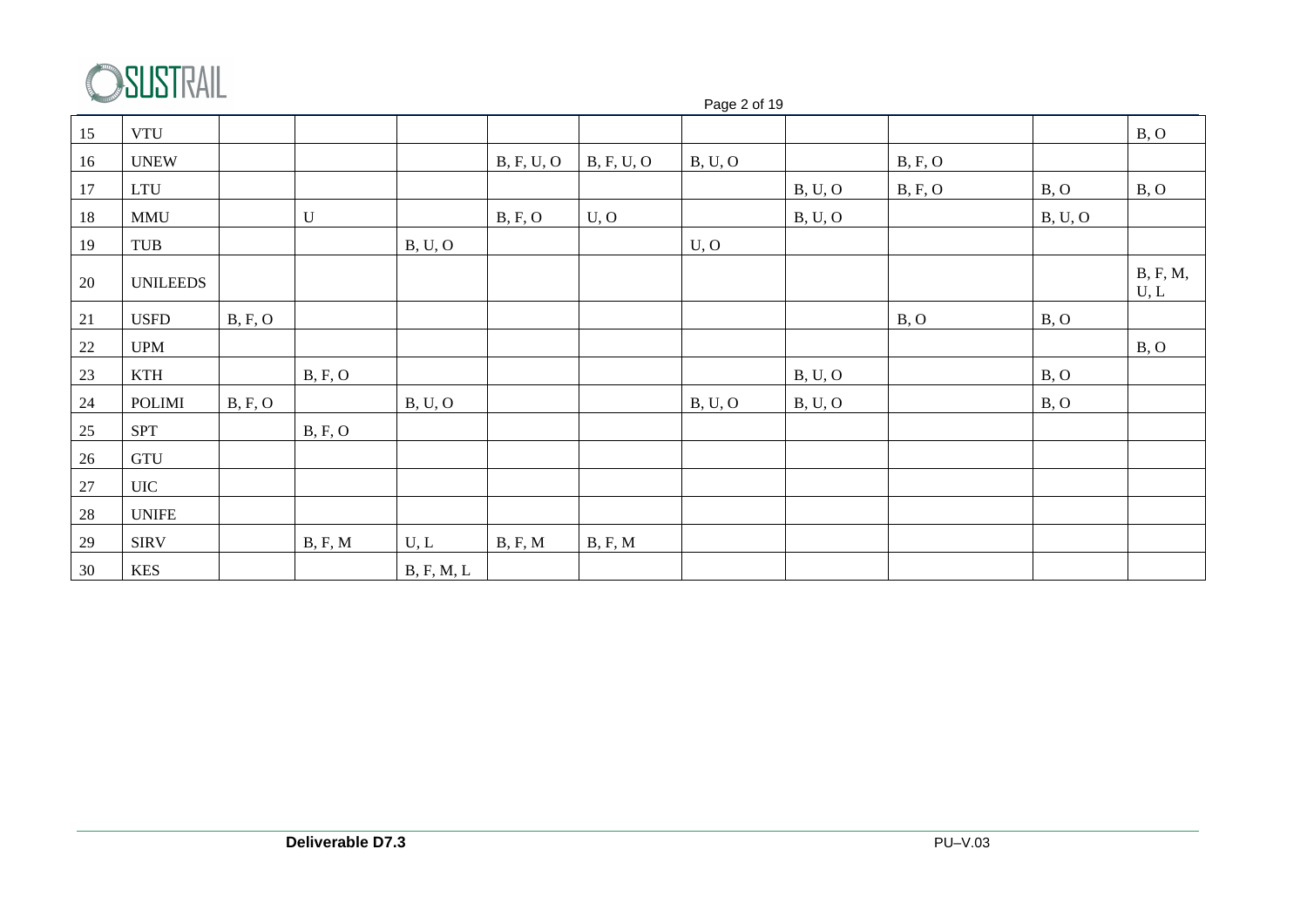| 15 | VTU | | | | | | | | | | B, O |
|---|---|---|---|---|---|---|---|---|---|---|---|
| 16 | UNEW | | | | B, F, U, O | B, F, U, O | B, U, O | | B, F, O | | |
| 17 | LTU | | | | | | | B, U, O | B, F, O | B, O | B, O |
| 18 | MMU | | U | | B, F, O | U, O | | B, U, O | | B, U, O | |
| 19 | TUB | | | B, U, O | | | U, O | | | | |
| 20 | UNILEEDS | | | | | | | | | | B, F, M, U, L |
| 21 | USFD | B, F, O | | | | | | | B, O | B, O | |
| 22 | UPM | | | | | | | | | | B, O |
| 23 | KTH | | B, F, O | | | | | B, U, O | | B, O | |
| 24 | POLIMI | B, F, O | | B, U, O | | | B, U, O | B, U, O | | B, O | |
| 25 | SPT | | B, F, O | | | | | | | | |
| 26 | GTU | | | | | | | | | | |
| 27 | UIC | | | | | | | | | | |
| 28 | UNIFE | | | | | | | | | | |
| 29 | SIRV | | B, F, M | U, L | B, F, M | B, F, M | | | | | |
| 30 | KES | | | B, F, M, L | | | | | | | |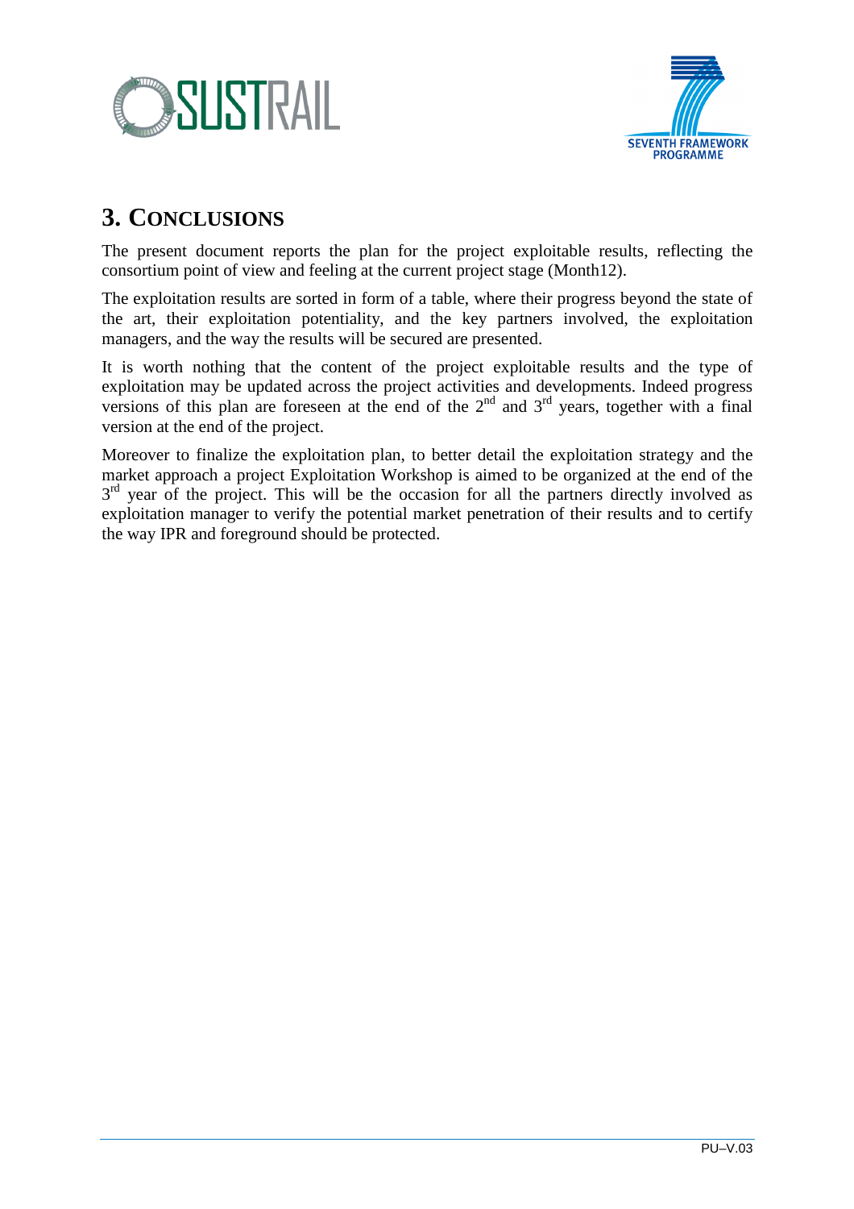# 3. CONCLUSIONS

The present document reports the plan for the project exploitable results, reflecting the consortium point of view and feeling at the current project stage (Month12).

The exploitation results are sorted in form of a table, where their progress beyond the state of the art, their exploitation potentiality, and the key partners involved, the exploitation managers, and the way the results will be secured are presented.

It is worth nothing that the content of the project exploitable results and the type of exploitation may be updated across the project activities and developments. Indeed progress versions of this plan are foreseen at the end of the 2nd and 3rd years, together with a final version at the end of the project.

Moreover to finalize the exploitation plan, to better detail the exploitation strategy and the market approach a project Exploitation Workshop is aimed to be organized at the end of the 3rd year of the project. This will be the occasion for all the partners directly involved as exploitation manager to verify the potential market penetration of their results and to certify the way IPR and foreground should be protected.